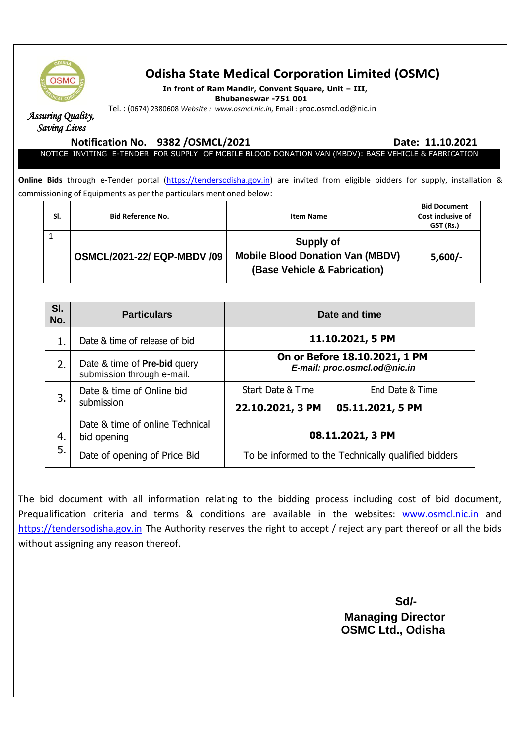# Odisha State Medical Corporation Limited (OSMC)

**In front of Ram Mandir, Convent Square, Unit – III,**
**Bhubaneswar -751 001**

Tel. : (0674) 2380608 *Website : www.osmcl.nic.in,* Email : proc.osmcl.od@nic.in

*Assuring Quality, Saving Lives*

**Notification No. 9382 /OSMCL/2021** **Date: 11.10.2021**

NOTICE INVITING E-TENDER FOR SUPPLY OF MOBILE BLOOD DONATION VAN (MBDV): BASE VEHICLE & FABRICATION

**Online Bids** through e-Tender portal (https://tendersodisha.gov.in) are invited from eligible bidders for supply, installation & commissioning of Equipments as per the particulars mentioned below:

| Sl. | Bid Reference No. | Item Name | Bid Document Cost inclusive of GST (Rs.) |
|---|---|---|---|
| 1 | **OSMCL/2021-22/ EQP-MBDV /09** | **Supply of Mobile Blood Donation Van (MBDV) (Base Vehicle & Fabrication)** | **5,600/-** |

| Sl. No. | Particulars | Date and time | |
|---|---|---|---|
| 1. | Date & time of release of bid | **11.10.2021, 5 PM** | |
| 2. | Date & time of **Pre-bid** query submission through e-mail. | **On or Before 18.10.2021, 1 PM** ***E-mail: proc.osmcl.od@nic.in*** | |
| 3. | Date & time of Online bid submission | Start Date & Time | End Date & Time |
| | | **22.10.2021, 3 PM** | **05.11.2021, 5 PM** |
| 4. | Date & time of online Technical bid opening | **08.11.2021, 3 PM** | |
| 5. | Date of opening of Price Bid | To be informed to the Technically qualified bidders | |

The bid document with all information relating to the bidding process including cost of bid document, Prequalification criteria and terms & conditions are available in the websites: www.osmcl.nic.in and https://tendersodisha.gov.in The Authority reserves the right to accept / reject any part thereof or all the bids without assigning any reason thereof.

**Sd/-**
**Managing Director**
**OSMC Ltd., Odisha**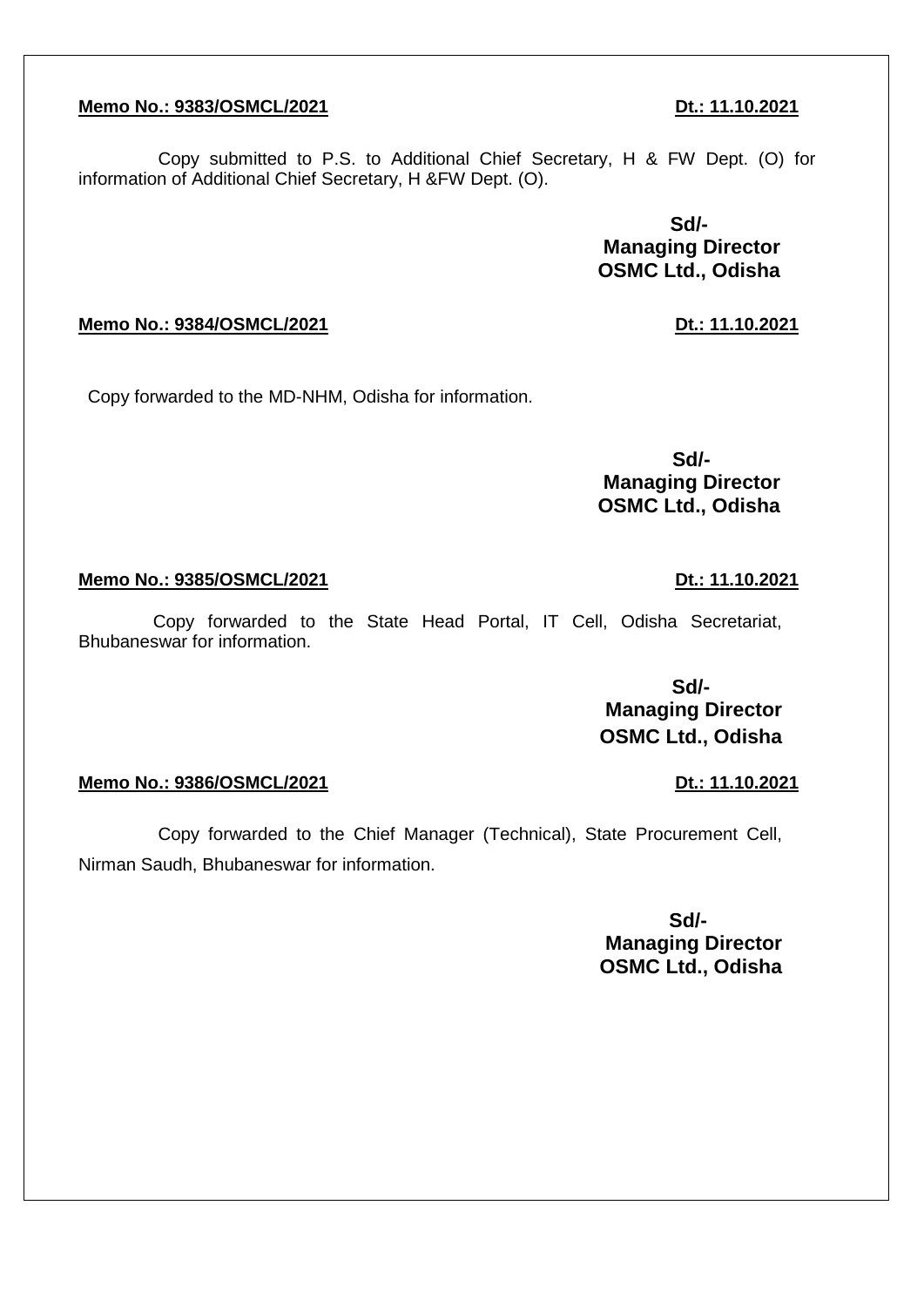**Memo No.: 9383/OSMCL/2021** **Dt.: 11.10.2021**

Copy submitted to P.S. to Additional Chief Secretary, H & FW Dept. (O) for information of Additional Chief Secretary, H &FW Dept. (O).

**Sd/-**
**Managing Director**
**OSMC Ltd., Odisha**

**Memo No.: 9384/OSMCL/2021** **Dt.: 11.10.2021**

Copy forwarded to the MD-NHM, Odisha for information.

**Sd/-**
**Managing Director**
**OSMC Ltd., Odisha**

**Memo No.: 9385/OSMCL/2021** **Dt.: 11.10.2021**

Copy forwarded to the State Head Portal, IT Cell, Odisha Secretariat, Bhubaneswar for information.

**Sd/-**
**Managing Director**
**OSMC Ltd., Odisha**

**Memo No.: 9386/OSMCL/2021** **Dt.: 11.10.2021**

Copy forwarded to the Chief Manager (Technical), State Procurement Cell, Nirman Saudh, Bhubaneswar for information.

**Sd/-**
**Managing Director**
**OSMC Ltd., Odisha**